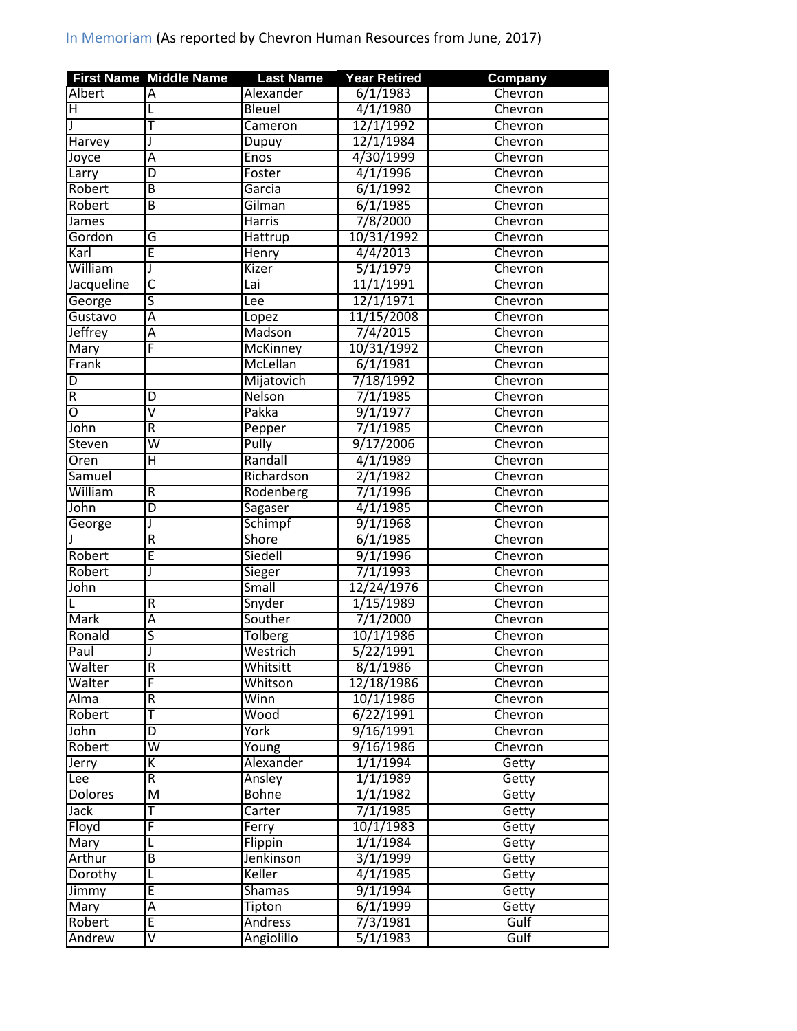In Memoriam (As reported by Chevron Human Resources from June, 2017)

| First Name | Middle Name | Last Name | Year Retired | Company |
|---|---|---|---|---|
| Albert | A | Alexander | 6/1/1983 | Chevron |
| H | L | Bleuel | 4/1/1980 | Chevron |
| J | T | Cameron | 12/1/1992 | Chevron |
| Harvey | J | Dupuy | 12/1/1984 | Chevron |
| Joyce | A | Enos | 4/30/1999 | Chevron |
| Larry | D | Foster | 4/1/1996 | Chevron |
| Robert | B | Garcia | 6/1/1992 | Chevron |
| Robert | B | Gilman | 6/1/1985 | Chevron |
| James | | Harris | 7/8/2000 | Chevron |
| Gordon | G | Hattrup | 10/31/1992 | Chevron |
| Karl | E | Henry | 4/4/2013 | Chevron |
| William | J | Kizer | 5/1/1979 | Chevron |
| Jacqueline | C | Lai | 11/1/1991 | Chevron |
| George | S | Lee | 12/1/1971 | Chevron |
| Gustavo | A | Lopez | 11/15/2008 | Chevron |
| Jeffrey | A | Madson | 7/4/2015 | Chevron |
| Mary | F | McKinney | 10/31/1992 | Chevron |
| Frank | | McLellan | 6/1/1981 | Chevron |
| D | | Mijatovich | 7/18/1992 | Chevron |
| R | D | Nelson | 7/1/1985 | Chevron |
| O | V | Pakka | 9/1/1977 | Chevron |
| John | R | Pepper | 7/1/1985 | Chevron |
| Steven | W | Pully | 9/17/2006 | Chevron |
| Oren | H | Randall | 4/1/1989 | Chevron |
| Samuel | | Richardson | 2/1/1982 | Chevron |
| William | R | Rodenberg | 7/1/1996 | Chevron |
| John | D | Sagaser | 4/1/1985 | Chevron |
| George | J | Schimpf | 9/1/1968 | Chevron |
| J | R | Shore | 6/1/1985 | Chevron |
| Robert | E | Siedell | 9/1/1996 | Chevron |
| Robert | J | Sieger | 7/1/1993 | Chevron |
| John | | Small | 12/24/1976 | Chevron |
| L | R | Snyder | 1/15/1989 | Chevron |
| Mark | A | Souther | 7/1/2000 | Chevron |
| Ronald | S | Tolberg | 10/1/1986 | Chevron |
| Paul | J | Westrich | 5/22/1991 | Chevron |
| Walter | R | Whitsitt | 8/1/1986 | Chevron |
| Walter | F | Whitson | 12/18/1986 | Chevron |
| Alma | R | Winn | 10/1/1986 | Chevron |
| Robert | T | Wood | 6/22/1991 | Chevron |
| John | D | York | 9/16/1991 | Chevron |
| Robert | W | Young | 9/16/1986 | Chevron |
| Jerry | K | Alexander | 1/1/1994 | Getty |
| Lee | R | Ansley | 1/1/1989 | Getty |
| Dolores | M | Bohne | 1/1/1982 | Getty |
| Jack | T | Carter | 7/1/1985 | Getty |
| Floyd | F | Ferry | 10/1/1983 | Getty |
| Mary | L | Flippin | 1/1/1984 | Getty |
| Arthur | B | Jenkinson | 3/1/1999 | Getty |
| Dorothy | L | Keller | 4/1/1985 | Getty |
| Jimmy | E | Shamas | 9/1/1994 | Getty |
| Mary | A | Tipton | 6/1/1999 | Getty |
| Robert | E | Andress | 7/3/1981 | Gulf |
| Andrew | V | Angiolillo | 5/1/1983 | Gulf |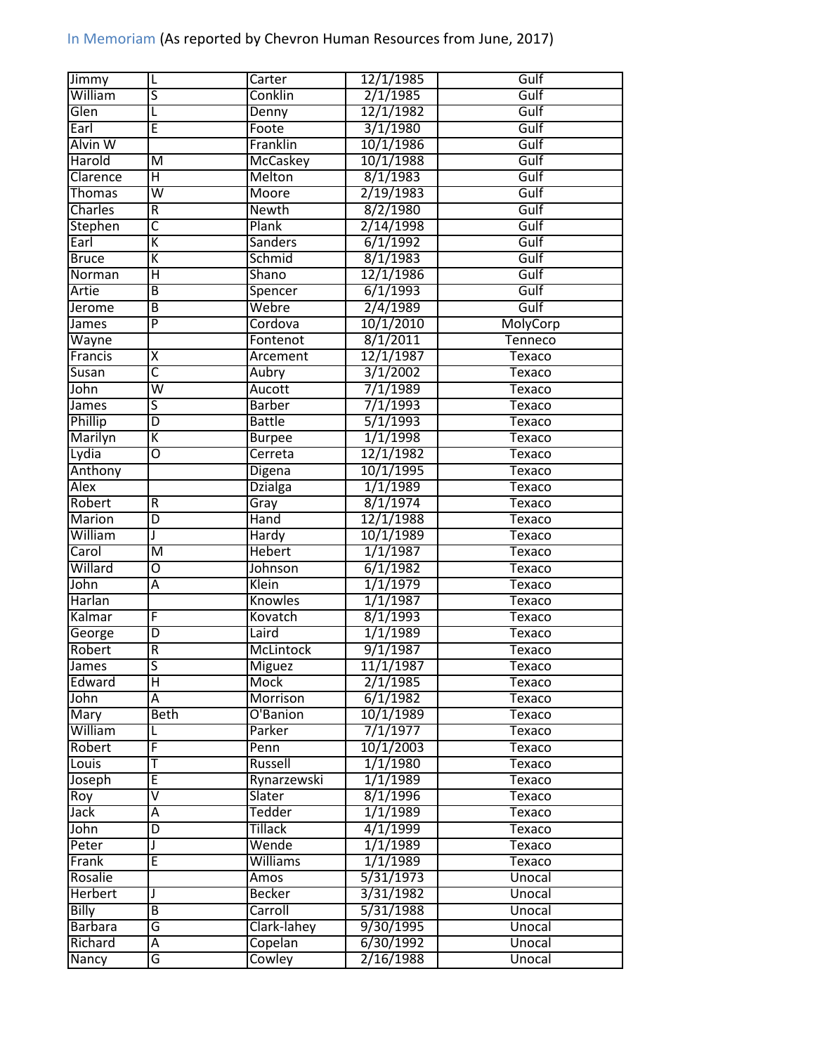In Memoriam (As reported by Chevron Human Resources from June, 2017)

| | | | | |
|---|---|---|---|---|
| Jimmy | L | Carter | 12/1/1985 | Gulf |
| William | S | Conklin | 2/1/1985 | Gulf |
| Glen | L | Denny | 12/1/1982 | Gulf |
| Earl | E | Foote | 3/1/1980 | Gulf |
| Alvin W | | Franklin | 10/1/1986 | Gulf |
| Harold | M | McCaskey | 10/1/1988 | Gulf |
| Clarence | H | Melton | 8/1/1983 | Gulf |
| Thomas | W | Moore | 2/19/1983 | Gulf |
| Charles | R | Newth | 8/2/1980 | Gulf |
| Stephen | C | Plank | 2/14/1998 | Gulf |
| Earl | K | Sanders | 6/1/1992 | Gulf |
| Bruce | K | Schmid | 8/1/1983 | Gulf |
| Norman | H | Shano | 12/1/1986 | Gulf |
| Artie | B | Spencer | 6/1/1993 | Gulf |
| Jerome | B | Webre | 2/4/1989 | Gulf |
| James | P | Cordova | 10/1/2010 | MolyCorp |
| Wayne | | Fontenot | 8/1/2011 | Tenneco |
| Francis | X | Arcement | 12/1/1987 | Texaco |
| Susan | C | Aubry | 3/1/2002 | Texaco |
| John | W | Aucott | 7/1/1989 | Texaco |
| James | S | Barber | 7/1/1993 | Texaco |
| Phillip | D | Battle | 5/1/1993 | Texaco |
| Marilyn | K | Burpee | 1/1/1998 | Texaco |
| Lydia | O | Cerreta | 12/1/1982 | Texaco |
| Anthony | | Digena | 10/1/1995 | Texaco |
| Alex | | Dzialga | 1/1/1989 | Texaco |
| Robert | R | Gray | 8/1/1974 | Texaco |
| Marion | D | Hand | 12/1/1988 | Texaco |
| William | J | Hardy | 10/1/1989 | Texaco |
| Carol | M | Hebert | 1/1/1987 | Texaco |
| Willard | O | Johnson | 6/1/1982 | Texaco |
| John | A | Klein | 1/1/1979 | Texaco |
| Harlan | | Knowles | 1/1/1987 | Texaco |
| Kalmar | F | Kovatch | 8/1/1993 | Texaco |
| George | D | Laird | 1/1/1989 | Texaco |
| Robert | R | McLintock | 9/1/1987 | Texaco |
| James | S | Miguez | 11/1/1987 | Texaco |
| Edward | H | Mock | 2/1/1985 | Texaco |
| John | A | Morrison | 6/1/1982 | Texaco |
| Mary | Beth | O'Banion | 10/1/1989 | Texaco |
| William | L | Parker | 7/1/1977 | Texaco |
| Robert | F | Penn | 10/1/2003 | Texaco |
| Louis | T | Russell | 1/1/1980 | Texaco |
| Joseph | E | Rynarzewski | 1/1/1989 | Texaco |
| Roy | V | Slater | 8/1/1996 | Texaco |
| Jack | A | Tedder | 1/1/1989 | Texaco |
| John | D | Tillack | 4/1/1999 | Texaco |
| Peter | J | Wende | 1/1/1989 | Texaco |
| Frank | E | Williams | 1/1/1989 | Texaco |
| Rosalie | | Amos | 5/31/1973 | Unocal |
| Herbert | J | Becker | 3/31/1982 | Unocal |
| Billy | B | Carroll | 5/31/1988 | Unocal |
| Barbara | G | Clark-lahey | 9/30/1995 | Unocal |
| Richard | A | Copelan | 6/30/1992 | Unocal |
| Nancy | G | Cowley | 2/16/1988 | Unocal |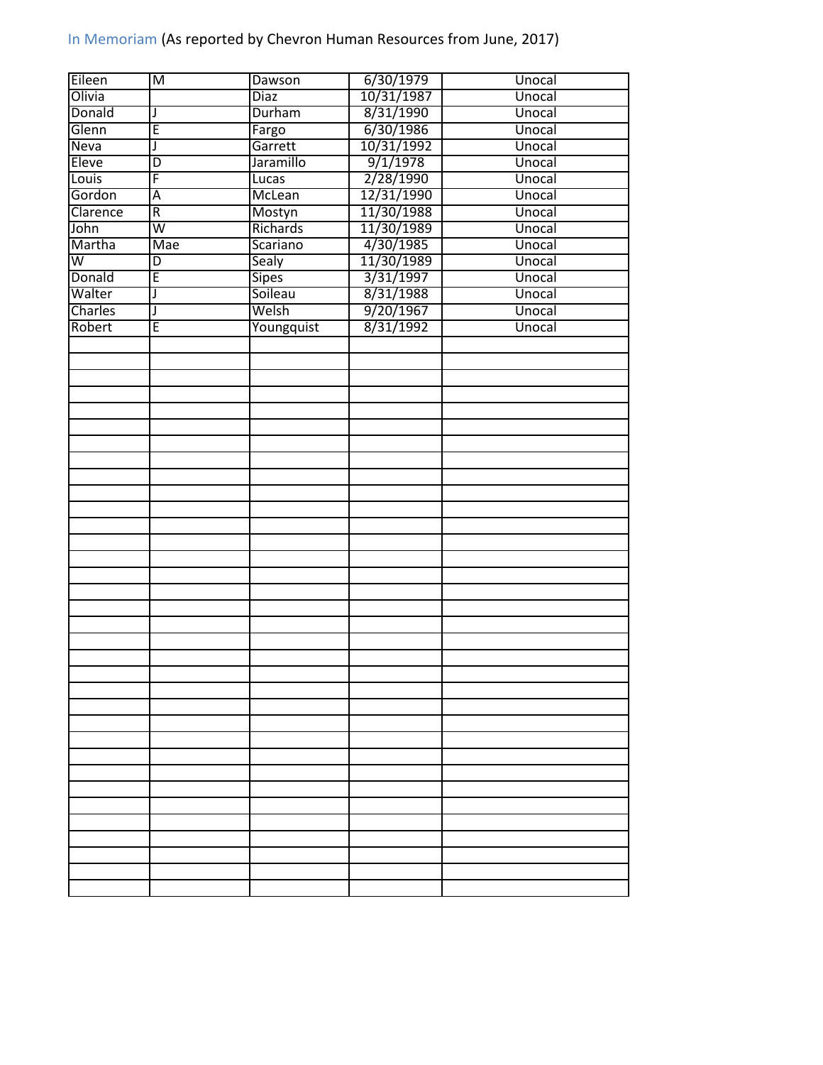In Memoriam (As reported by Chevron Human Resources from June, 2017)

| | | | | |
|---|---|---|---|---|
| Eileen | M | Dawson | 6/30/1979 | Unocal |
| Olivia | | Diaz | 10/31/1987 | Unocal |
| Donald | J | Durham | 8/31/1990 | Unocal |
| Glenn | E | Fargo | 6/30/1986 | Unocal |
| Neva | J | Garrett | 10/31/1992 | Unocal |
| Eleve | D | Jaramillo | 9/1/1978 | Unocal |
| Louis | F | Lucas | 2/28/1990 | Unocal |
| Gordon | A | McLean | 12/31/1990 | Unocal |
| Clarence | R | Mostyn | 11/30/1988 | Unocal |
| John | W | Richards | 11/30/1989 | Unocal |
| Martha | Mae | Scariano | 4/30/1985 | Unocal |
| W | D | Sealy | 11/30/1989 | Unocal |
| Donald | E | Sipes | 3/31/1997 | Unocal |
| Walter | J | Soileau | 8/31/1988 | Unocal |
| Charles | J | Welsh | 9/20/1967 | Unocal |
| Robert | E | Youngquist | 8/31/1992 | Unocal |